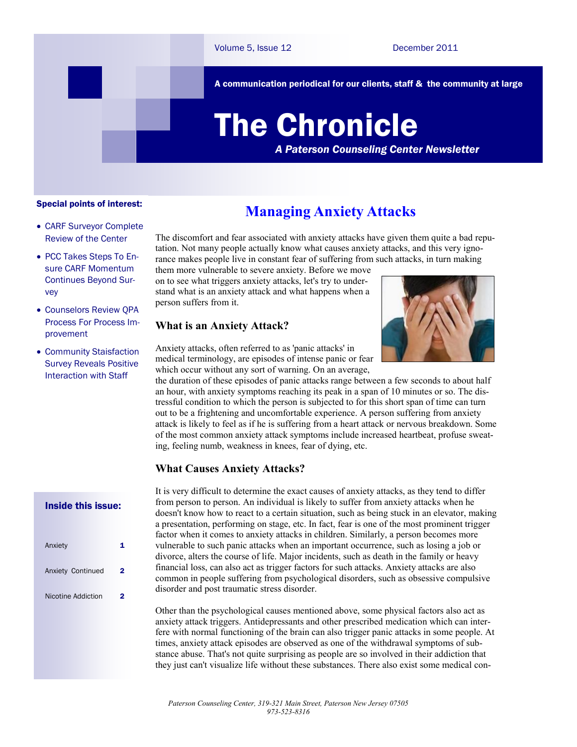Volume 5, Issue 12 December 2011

A communication periodical for our clients, staff & the community at large

# The Chronicle

***A Paterson Counseling Center Newsletter***

**Special points of interest:**

- CARF Surveyor Complete Review of the Center
- PCC Takes Steps To Ensure CARF Momentum Continues Beyond Survey
- Counselors Review QPA Process For Process Improvement
- Community Staisfaction Survey Reveals Positive Interaction with Staff

**Inside this issue:**

| | |
|---|---|
| Anxiety | 1 |
| Anxiety Continued | 2 |
| Nicotine Addiction | 2 |

## Managing Anxiety Attacks

The discomfort and fear associated with anxiety attacks have given them quite a bad reputation. Not many people actually know what causes anxiety attacks, and this very ignorance makes people live in constant fear of suffering from such attacks, in turn making them more vulnerable to severe anxiety. Before we move on to see what triggers anxiety attacks, let's try to understand what is an anxiety attack and what happens when a person suffers from it.

### What is an Anxiety Attack?

Anxiety attacks, often referred to as 'panic attacks' in medical terminology, are episodes of intense panic or fear which occur without any sort of warning. On an average, the duration of these episodes of panic attacks range between a few seconds to about half an hour, with anxiety symptoms reaching its peak in a span of 10 minutes or so. The distressful condition to which the person is subjected to for this short span of time can turn out to be a frightening and uncomfortable experience. A person suffering from anxiety attack is likely to feel as if he is suffering from a heart attack or nervous breakdown. Some of the most common anxiety attack symptoms include increased heartbeat, profuse sweating, feeling numb, weakness in knees, fear of dying, etc.

### What Causes Anxiety Attacks?

It is very difficult to determine the exact causes of anxiety attacks, as they tend to differ from person to person. An individual is likely to suffer from anxiety attacks when he doesn't know how to react to a certain situation, such as being stuck in an elevator, making a presentation, performing on stage, etc. In fact, fear is one of the most prominent trigger factor when it comes to anxiety attacks in children. Similarly, a person becomes more vulnerable to such panic attacks when an important occurrence, such as losing a job or divorce, alters the course of life. Major incidents, such as death in the family or heavy financial loss, can also act as trigger factors for such attacks. Anxiety attacks are also common in people suffering from psychological disorders, such as obsessive compulsive disorder and post traumatic stress disorder.

Other than the psychological causes mentioned above, some physical factors also act as anxiety attack triggers. Antidepressants and other prescribed medication which can interfere with normal functioning of the brain can also trigger panic attacks in some people. At times, anxiety attack episodes are observed as one of the withdrawal symptoms of substance abuse. That's not quite surprising as people are so involved in their addiction that they just can't visualize life without these substances. There also exist some medical con-

*Paterson Counseling Center, 319-321 Main Street, Paterson New Jersey 07505*
*973-523-8316*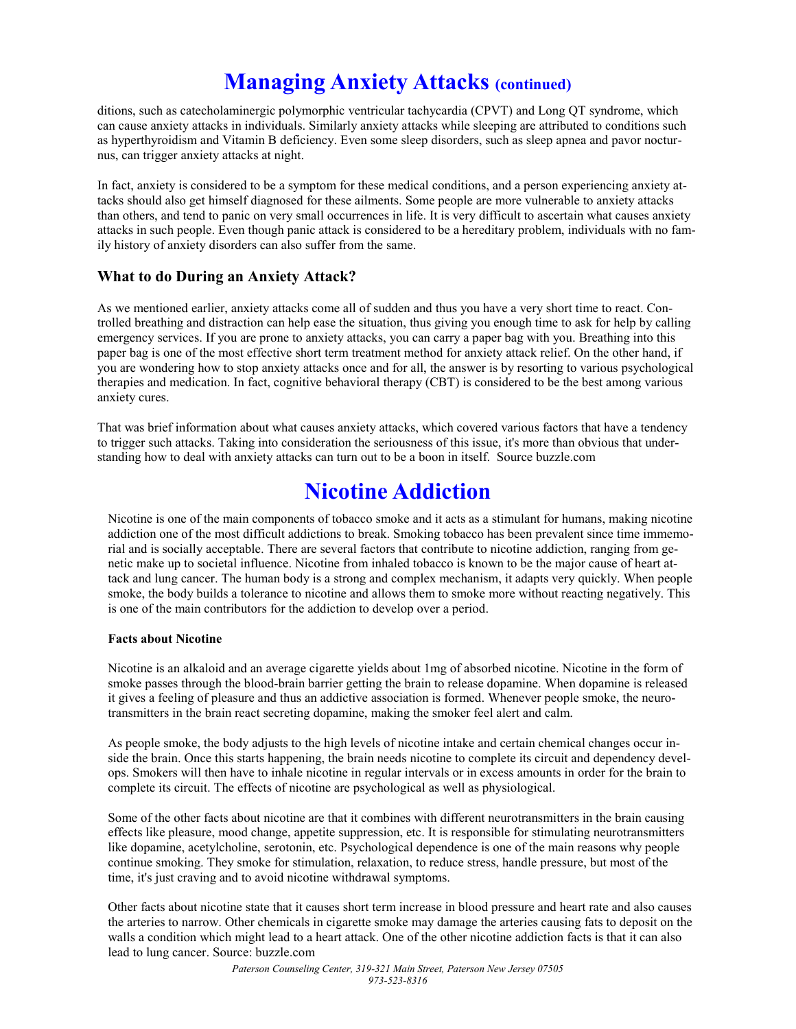# Managing Anxiety Attacks (continued)

ditions, such as catecholaminergic polymorphic ventricular tachycardia (CPVT) and Long QT syndrome, which can cause anxiety attacks in individuals. Similarly anxiety attacks while sleeping are attributed to conditions such as hyperthyroidism and Vitamin B deficiency. Even some sleep disorders, such as sleep apnea and pavor nocturnus, can trigger anxiety attacks at night.

In fact, anxiety is considered to be a symptom for these medical conditions, and a person experiencing anxiety attacks should also get himself diagnosed for these ailments. Some people are more vulnerable to anxiety attacks than others, and tend to panic on very small occurrences in life. It is very difficult to ascertain what causes anxiety attacks in such people. Even though panic attack is considered to be a hereditary problem, individuals with no family history of anxiety disorders can also suffer from the same.

### What to do During an Anxiety Attack?

As we mentioned earlier, anxiety attacks come all of sudden and thus you have a very short time to react. Controlled breathing and distraction can help ease the situation, thus giving you enough time to ask for help by calling emergency services. If you are prone to anxiety attacks, you can carry a paper bag with you. Breathing into this paper bag is one of the most effective short term treatment method for anxiety attack relief. On the other hand, if you are wondering how to stop anxiety attacks once and for all, the answer is by resorting to various psychological therapies and medication. In fact, cognitive behavioral therapy (CBT) is considered to be the best among various anxiety cures.

That was brief information about what causes anxiety attacks, which covered various factors that have a tendency to trigger such attacks. Taking into consideration the seriousness of this issue, it's more than obvious that understanding how to deal with anxiety attacks can turn out to be a boon in itself. Source buzzle.com

# Nicotine Addiction

Nicotine is one of the main components of tobacco smoke and it acts as a stimulant for humans, making nicotine addiction one of the most difficult addictions to break. Smoking tobacco has been prevalent since time immemorial and is socially acceptable. There are several factors that contribute to nicotine addiction, ranging from genetic make up to societal influence. Nicotine from inhaled tobacco is known to be the major cause of heart attack and lung cancer. The human body is a strong and complex mechanism, it adapts very quickly. When people smoke, the body builds a tolerance to nicotine and allows them to smoke more without reacting negatively. This is one of the main contributors for the addiction to develop over a period.

**Facts about Nicotine**

Nicotine is an alkaloid and an average cigarette yields about 1mg of absorbed nicotine. Nicotine in the form of smoke passes through the blood-brain barrier getting the brain to release dopamine. When dopamine is released it gives a feeling of pleasure and thus an addictive association is formed. Whenever people smoke, the neurotransmitters in the brain react secreting dopamine, making the smoker feel alert and calm.

As people smoke, the body adjusts to the high levels of nicotine intake and certain chemical changes occur inside the brain. Once this starts happening, the brain needs nicotine to complete its circuit and dependency develops. Smokers will then have to inhale nicotine in regular intervals or in excess amounts in order for the brain to complete its circuit. The effects of nicotine are psychological as well as physiological.

Some of the other facts about nicotine are that it combines with different neurotransmitters in the brain causing effects like pleasure, mood change, appetite suppression, etc. It is responsible for stimulating neurotransmitters like dopamine, acetylcholine, serotonin, etc. Psychological dependence is one of the main reasons why people continue smoking. They smoke for stimulation, relaxation, to reduce stress, handle pressure, but most of the time, it's just craving and to avoid nicotine withdrawal symptoms.

Other facts about nicotine state that it causes short term increase in blood pressure and heart rate and also causes the arteries to narrow. Other chemicals in cigarette smoke may damage the arteries causing fats to deposit on the walls a condition which might lead to a heart attack. One of the other nicotine addiction facts is that it can also lead to lung cancer. Source: buzzle.com